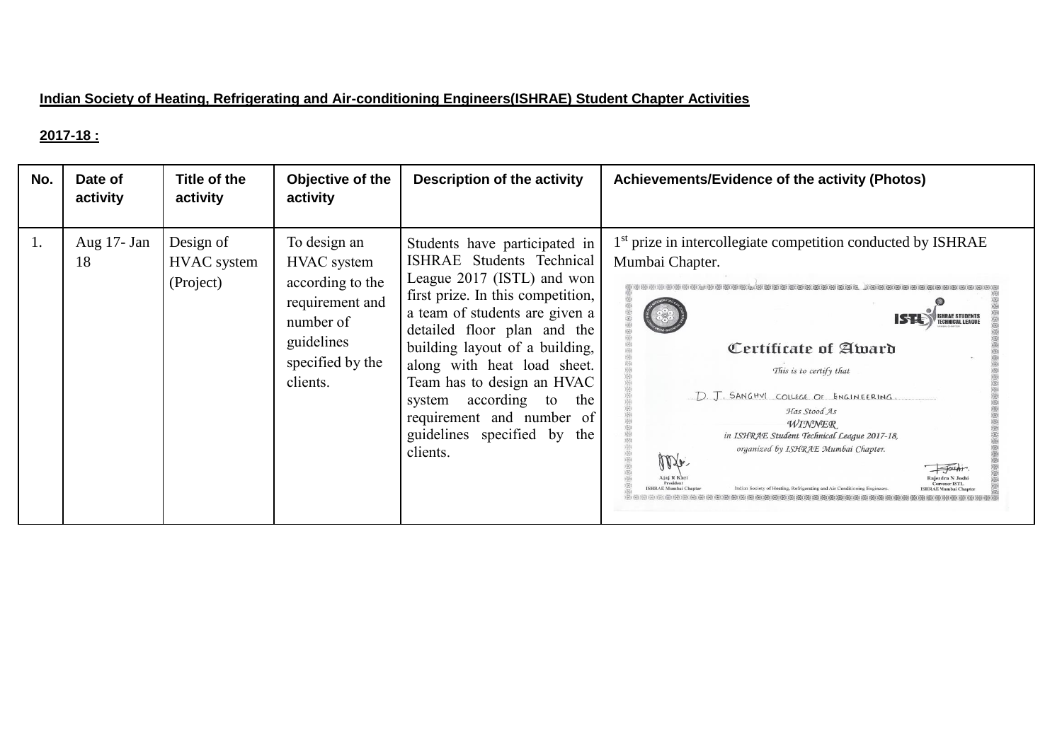**Indian Society of Heating, Refrigerating and Air-conditioning Engineers(ISHRAE) Student Chapter Activities**

**2017-18 :**

| No. | Date of activity | Title of the activity | Objective of the activity | Description of the activity | Achievements/Evidence of the activity (Photos) |
|---|---|---|---|---|---|
| 1. | Aug 17- Jan 18 | Design of HVAC system (Project) | To design an HVAC system according to the requirement and number of guidelines specified by the clients. | Students have participated in ISHRAE Students Technical League 2017 (ISTL) and won first prize. In this competition, a team of students are given a detailed floor plan and the building layout of a building, along with heat load sheet. Team has to design an HVAC system according to the requirement and number of guidelines specified by the clients. | 1st prize in intercollegiate competition conducted by ISHRAE Mumbai Chapter. <br> ISTL ISHRAE STUDENTS TECHNICAL LEAGUE <br> Certificate of Award <br> This is to certify that <br> D. J. SANGHVI COLLEGE OF ENGINEERING <br> Has Stood As <br> WINNER <br> in ISHRAE Student Technical League 2017-18, <br> organized by ISHRAE Mumbai Chapter. <br> Ajaj R Kazi, President, ISHRAE Mumbai Chapter <br> Indian Society of Heating, Refrigerating and Air Conditioning Engineers. <br> Rajendra N Joshi, Convenor ISTL, ISHRAE Mumbai Chapter |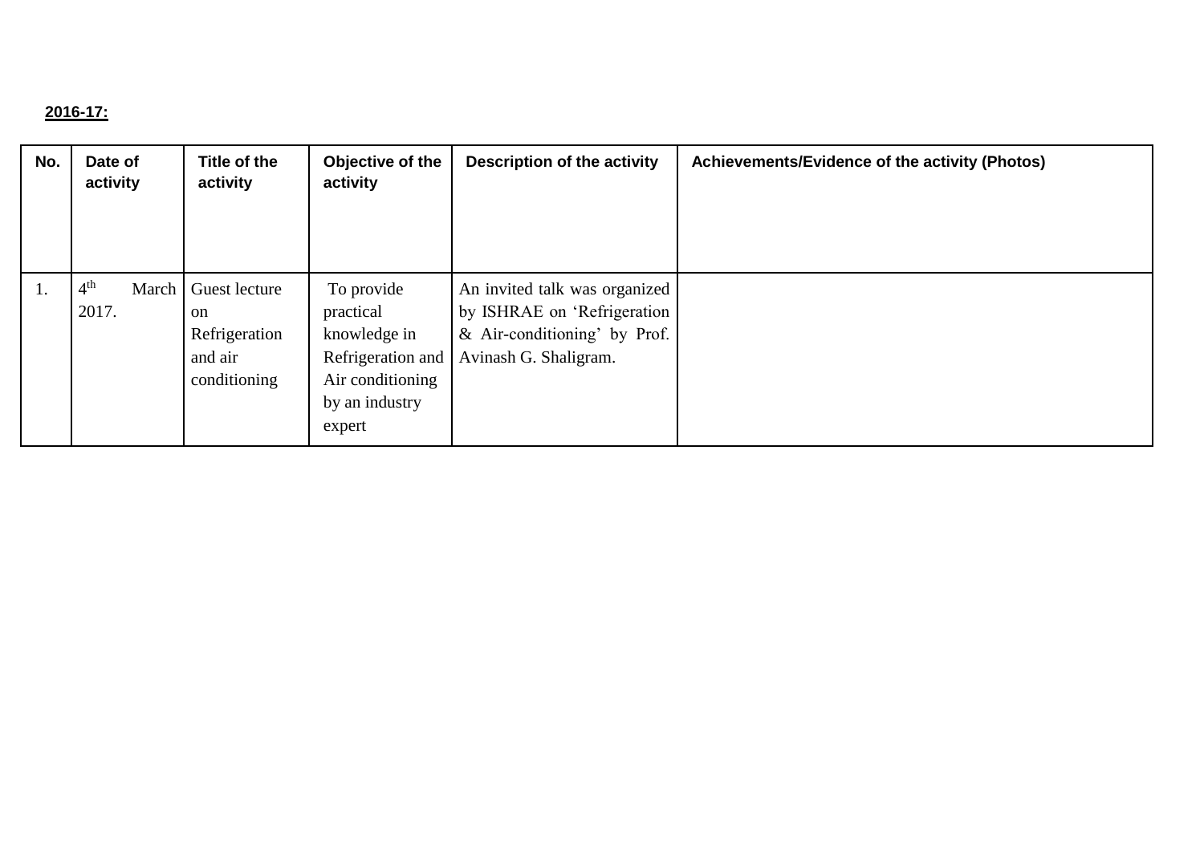**2016-17:**

| No. | Date of activity | Title of the activity | Objective of the activity | Description of the activity | Achievements/Evidence of the activity (Photos) |
|---|---|---|---|---|---|
| 1. | 4th March 2017. | Guest lecture on Refrigeration and air conditioning | To provide practical knowledge in Refrigeration and Air conditioning by an industry expert | An invited talk was organized by ISHRAE on 'Refrigeration & Air-conditioning' by Prof. Avinash G. Shaligram. | |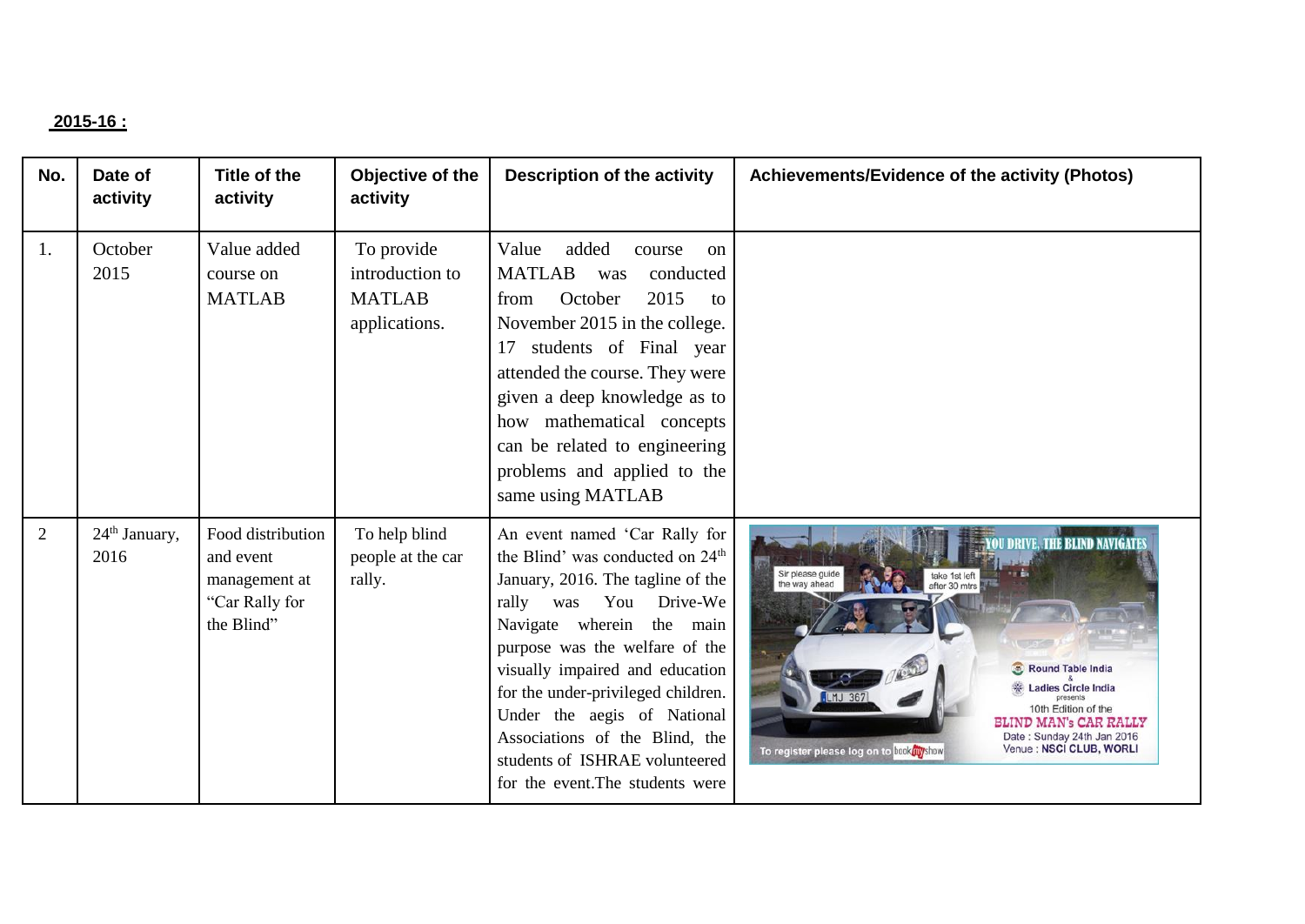**2015-16 :**

| No. | Date of activity | Title of the activity | Objective of the activity | Description of the activity | Achievements/Evidence of the activity (Photos) |
|---|---|---|---|---|---|
| 1. | October 2015 | Value added course on MATLAB | To provide introduction to MATLAB applications. | Value added course on MATLAB was conducted from October 2015 to November 2015 in the college. 17 students of Final year attended the course. They were given a deep knowledge as to how mathematical concepts can be related to engineering problems and applied to the same using MATLAB | |
| 2 | 24th January, 2016 | Food distribution and event management at "Car Rally for the Blind" | To help blind people at the car rally. | An event named 'Car Rally for the Blind' was conducted on 24th January, 2016. The tagline of the rally was You Drive-We Navigate wherein the main purpose was the welfare of the visually impaired and education for the under-privileged children. Under the aegis of National Associations of the Blind, the students of ISHRAE volunteered for the event.The students were | |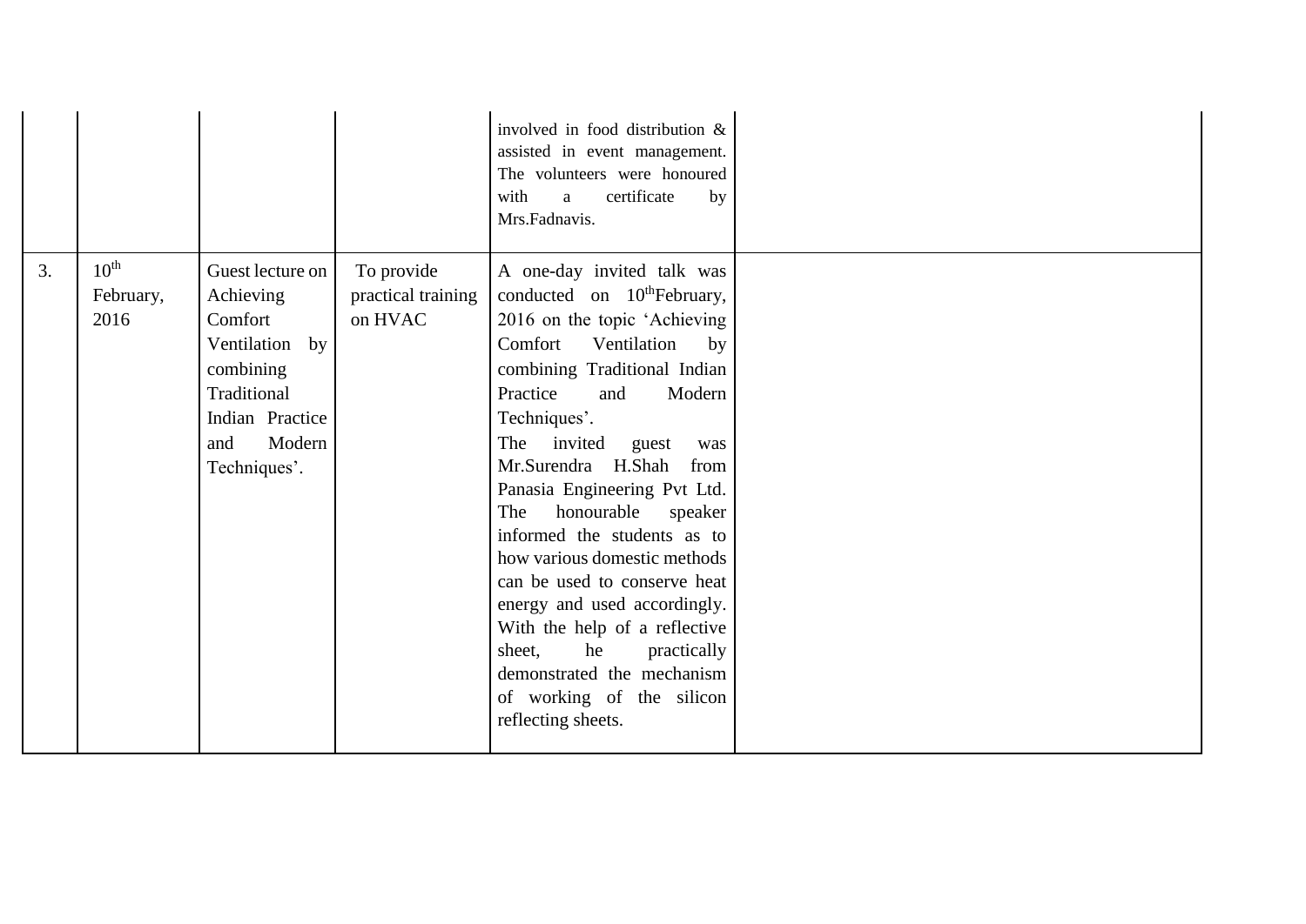|  |  |  |  |  |  |
|---|---|---|---|---|---|
|  |  |  |  | involved in food distribution & assisted in event management. The volunteers were honoured with a certificate by Mrs.Fadnavis. |  |
| 3. | 10th February, 2016 | Guest lecture on Achieving Comfort Ventilation by combining Traditional Indian Practice and Modern Techniques'. | To provide practical training on HVAC | A one-day invited talk was conducted on 10thFebruary, 2016 on the topic 'Achieving Comfort Ventilation by combining Traditional Indian Practice and Modern Techniques'. The invited guest was Mr.Surendra H.Shah from Panasia Engineering Pvt Ltd. The honourable speaker informed the students as to how various domestic methods can be used to conserve heat energy and used accordingly. With the help of a reflective sheet, he practically demonstrated the mechanism of working of the silicon reflecting sheets. |  |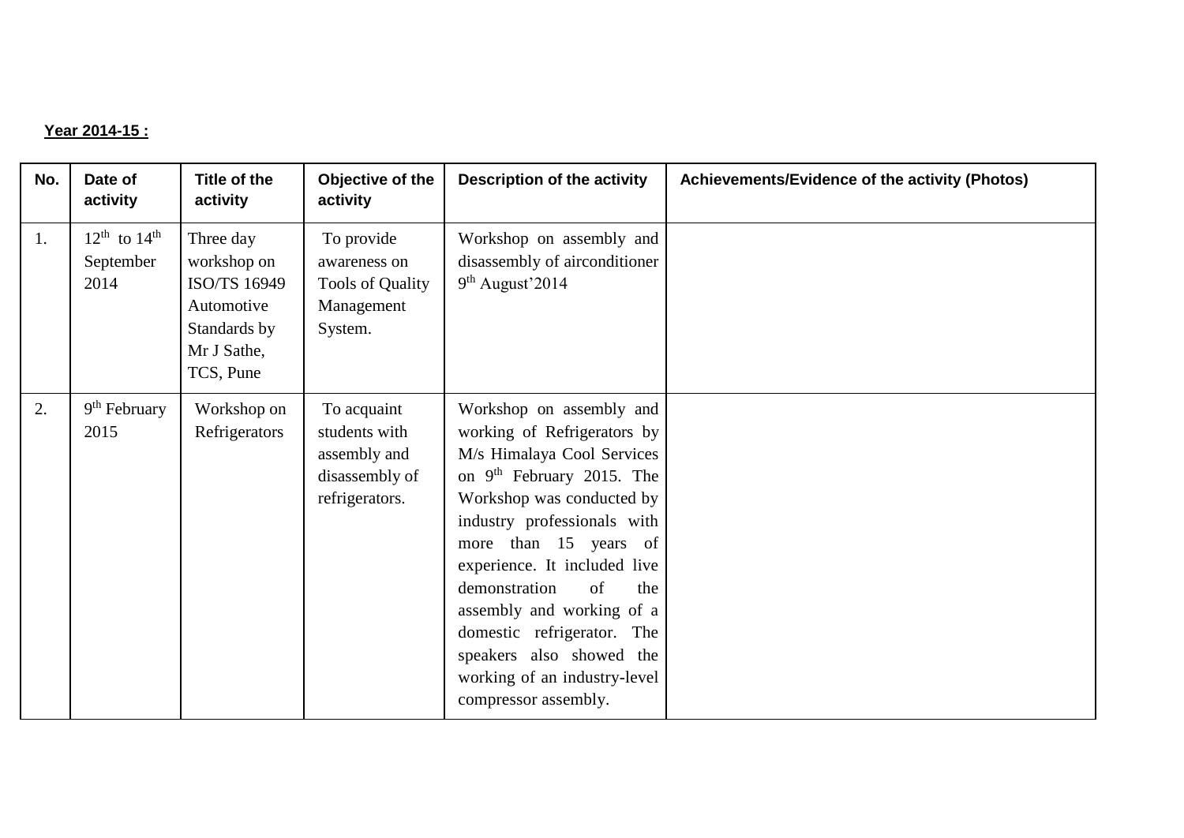**Year 2014-15 :**

| No. | Date of activity | Title of the activity | Objective of the activity | Description of the activity | Achievements/Evidence of the activity (Photos) |
|---|---|---|---|---|---|
| 1. | 12th to 14th September 2014 | Three day workshop on ISO/TS 16949 Automotive Standards by Mr J Sathe, TCS, Pune | To provide awareness on Tools of Quality Management System. | Workshop on assembly and disassembly of airconditioner 9th August'2014 | |
| 2. | 9th February 2015 | Workshop on Refrigerators | To acquaint students with assembly and disassembly of refrigerators. | Workshop on assembly and working of Refrigerators by M/s Himalaya Cool Services on 9th February 2015. The Workshop was conducted by industry professionals with more than 15 years of experience. It included live demonstration of the assembly and working of a domestic refrigerator. The speakers also showed the working of an industry-level compressor assembly. | |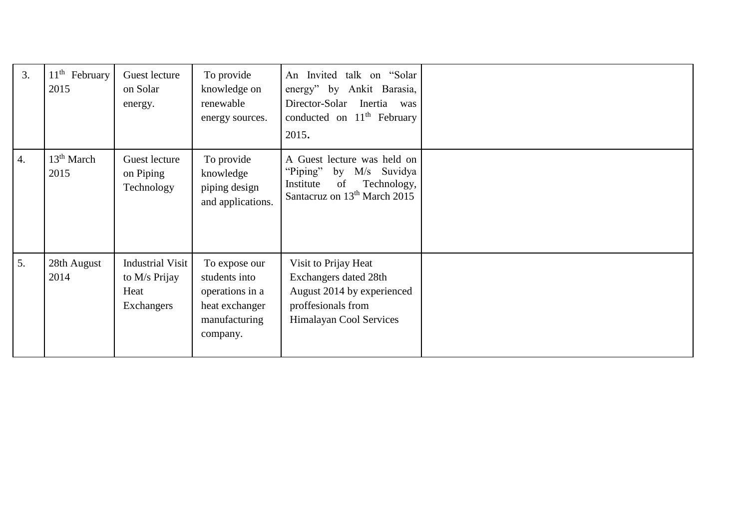| 3. | 11th February 2015 | Guest lecture on Solar energy. | To provide knowledge on renewable energy sources. | An Invited talk on "Solar energy" by Ankit Barasia, Director-Solar Inertia was conducted on 11th February 2015. | |
|---|---|---|---|---|---|
| 4. | 13th March 2015 | Guest lecture on Piping Technology | To provide knowledge piping design and applications. | A Guest lecture was held on "Piping" by M/s Suvidya Institute of Technology, Santacruz on 13th March 2015 | |
| 5. | 28th August 2014 | Industrial Visit to M/s Prijay Heat Exchangers | To expose our students into operations in a heat exchanger manufacturing company. | Visit to Prijay Heat Exchangers dated 28th August 2014 by experienced proffesionals from Himalayan Cool Services | |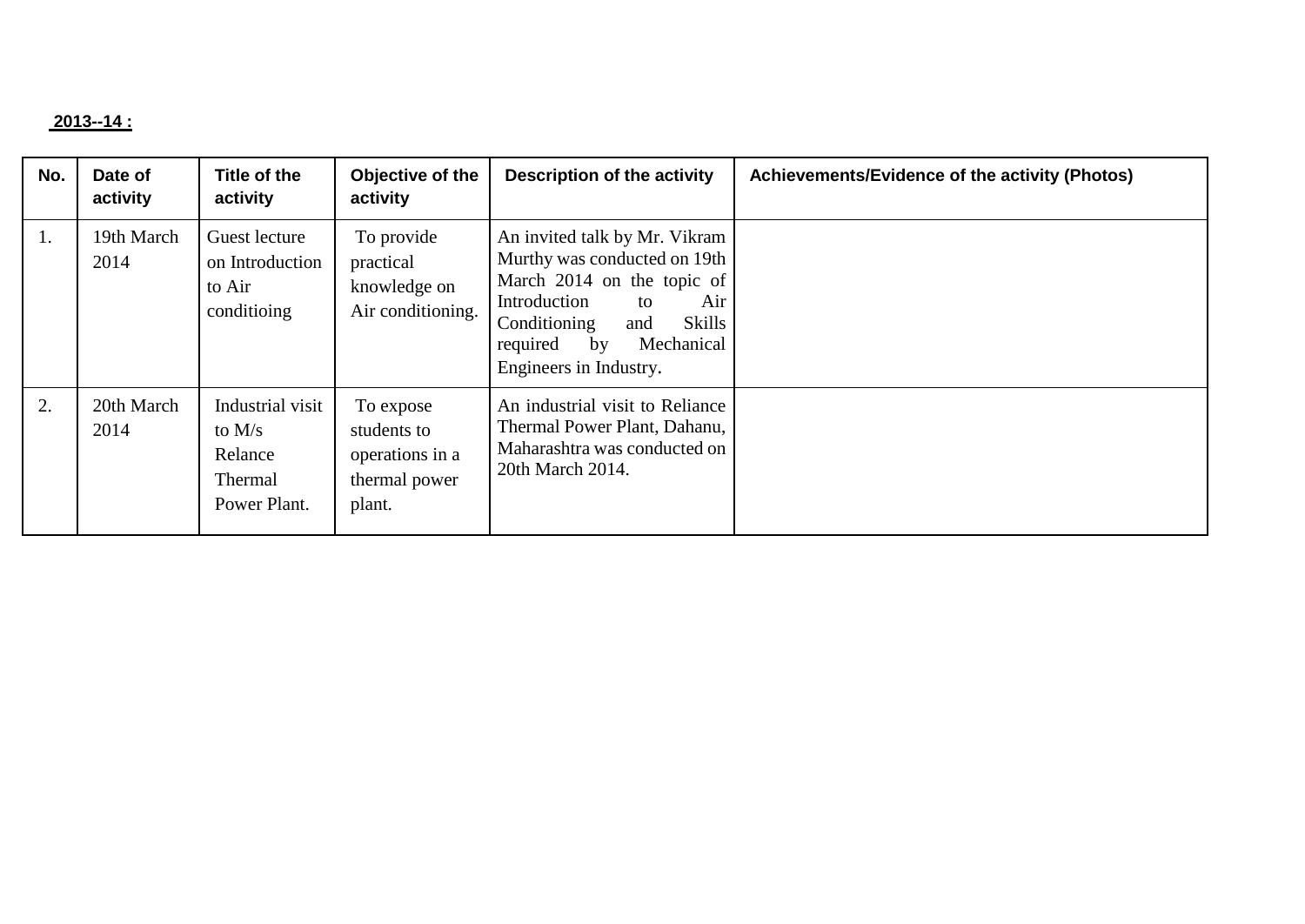**2013--14 :**

| No. | Date of activity | Title of the activity | Objective of the activity | Description of the activity | Achievements/Evidence of the activity (Photos) |
|---|---|---|---|---|---|
| 1. | 19th March 2014 | Guest lecture on Introduction to Air conditioing | To provide practical knowledge on Air conditioning. | An invited talk by Mr. Vikram Murthy was conducted on 19th March 2014 on the topic of Introduction to Air Conditioning and Skills required by Mechanical Engineers in Industry. | |
| 2. | 20th March 2014 | Industrial visit to M/s Relance Thermal Power Plant. | To expose students to operations in a thermal power plant. | An industrial visit to Reliance Thermal Power Plant, Dahanu, Maharashtra was conducted on 20th March 2014. | |